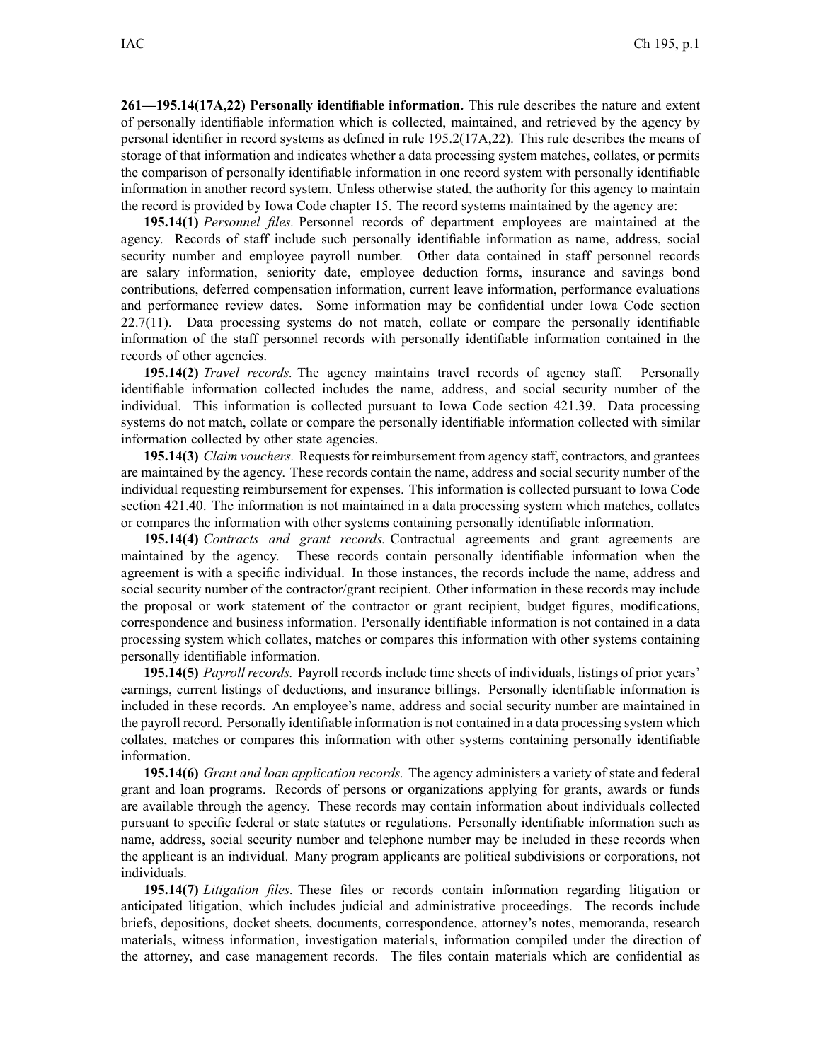**261—195.14(17A,22) Personally identifiable information.** This rule describes the nature and extent of personally identifiable information which is collected, maintained, and retrieved by the agency by personal identifier in record systems as defined in rule 195.2(17A,22). This rule describes the means of storage of that information and indicates whether a data processing system matches, collates, or permits the comparison of personally identifiable information in one record system with personally identifiable information in another record system. Unless otherwise stated, the authority for this agency to maintain the record is provided by Iowa Code chapter 15. The record systems maintained by the agency are:

**195.14(1)** *Personnel files.* Personnel records of department employees are maintained at the agency. Records of staff include such personally identifiable information as name, address, social security number and employee payroll number. Other data contained in staff personnel records are salary information, seniority date, employee deduction forms, insurance and savings bond contributions, deferred compensation information, current leave information, performance evaluations and performance review dates. Some information may be confidential under Iowa Code section 22.7(11). Data processing systems do not match, collate or compare the personally identifiable information of the staff personnel records with personally identifiable information contained in the records of other agencies.

**195.14(2)** *Travel records.* The agency maintains travel records of agency staff. Personally identifiable information collected includes the name, address, and social security number of the individual. This information is collected pursuant to Iowa Code section 421.39. Data processing systems do not match, collate or compare the personally identifiable information collected with similar information collected by other state agencies.

**195.14(3)** *Claim vouchers.* Requests for reimbursement from agency staff, contractors, and grantees are maintained by the agency. These records contain the name, address and social security number of the individual requesting reimbursement for expenses. This information is collected pursuant to Iowa Code section 421.40. The information is not maintained in a data processing system which matches, collates or compares the information with other systems containing personally identifiable information.

**195.14(4)** *Contracts and grant records.* Contractual agreements and grant agreements are maintained by the agency. These records contain personally identifiable information when the agreement is with a specific individual. In those instances, the records include the name, address and social security number of the contractor/grant recipient. Other information in these records may include the proposal or work statement of the contractor or grant recipient, budget figures, modifications, correspondence and business information. Personally identifiable information is not contained in a data processing system which collates, matches or compares this information with other systems containing personally identifiable information.

**195.14(5)** *Payroll records.* Payroll records include time sheets of individuals, listings of prior years' earnings, current listings of deductions, and insurance billings. Personally identifiable information is included in these records. An employee's name, address and social security number are maintained in the payroll record. Personally identifiable information is not contained in a data processing system which collates, matches or compares this information with other systems containing personally identifiable information.

**195.14(6)** *Grant and loan application records.* The agency administers a variety of state and federal grant and loan programs. Records of persons or organizations applying for grants, awards or funds are available through the agency. These records may contain information about individuals collected pursuant to specific federal or state statutes or regulations. Personally identifiable information such as name, address, social security number and telephone number may be included in these records when the applicant is an individual. Many program applicants are political subdivisions or corporations, not individuals.

**195.14(7)** *Litigation files.* These files or records contain information regarding litigation or anticipated litigation, which includes judicial and administrative proceedings. The records include briefs, depositions, docket sheets, documents, correspondence, attorney's notes, memoranda, research materials, witness information, investigation materials, information compiled under the direction of the attorney, and case management records. The files contain materials which are confidential as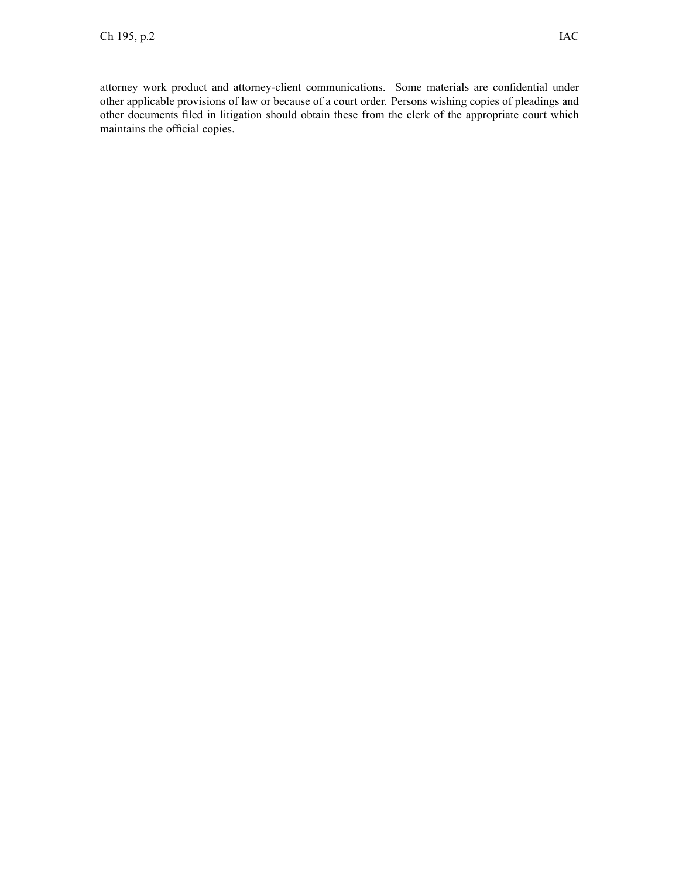attorney work product and attorney-client communications. Some materials are confidential under other applicable provisions of law or because of a court order. Persons wishing copies of pleadings and other documents filed in litigation should obtain these from the clerk of the appropriate court which maintains the official copies.